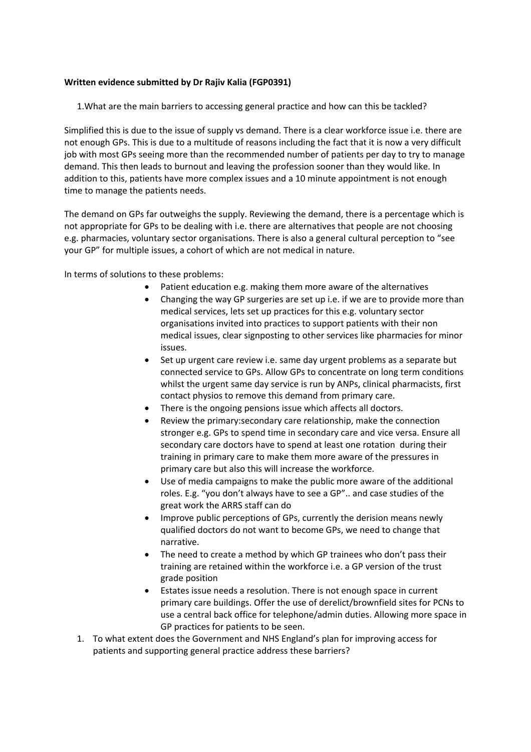**Written evidence submitted by Dr Rajiv Kalia (FGP0391)**

1.What are the main barriers to accessing general practice and how can this be tackled?

Simplified this is due to the issue of supply vs demand. There is a clear workforce issue i.e. there are not enough GPs. This is due to a multitude of reasons including the fact that it is now a very difficult job with most GPs seeing more than the recommended number of patients per day to try to manage demand. This then leads to burnout and leaving the profession sooner than they would like. In addition to this, patients have more complex issues and a 10 minute appointment is not enough time to manage the patients needs.

The demand on GPs far outweighs the supply. Reviewing the demand, there is a percentage which is not appropriate for GPs to be dealing with i.e. there are alternatives that people are not choosing e.g. pharmacies, voluntary sector organisations. There is also a general cultural perception to "see your GP" for multiple issues, a cohort of which are not medical in nature.

In terms of solutions to these problems:

- Patient education e.g. making them more aware of the alternatives
- Changing the way GP surgeries are set up i.e. if we are to provide more than medical services, lets set up practices for this e.g. voluntary sector organisations invited into practices to support patients with their non medical issues, clear signposting to other services like pharmacies for minor issues.
- Set up urgent care review i.e. same day urgent problems as a separate but connected service to GPs. Allow GPs to concentrate on long term conditions whilst the urgent same day service is run by ANPs, clinical pharmacists, first contact physios to remove this demand from primary care.
- There is the ongoing pensions issue which affects all doctors.
- Review the primary:secondary care relationship, make the connection stronger e.g. GPs to spend time in secondary care and vice versa. Ensure all secondary care doctors have to spend at least one rotation during their training in primary care to make them more aware of the pressures in primary care but also this will increase the workforce.
- Use of media campaigns to make the public more aware of the additional roles. E.g. "you don't always have to see a GP".. and case studies of the great work the ARRS staff can do
- Improve public perceptions of GPs, currently the derision means newly qualified doctors do not want to become GPs, we need to change that narrative.
- The need to create a method by which GP trainees who don't pass their training are retained within the workforce i.e. a GP version of the trust grade position
- Estates issue needs a resolution. There is not enough space in current primary care buildings. Offer the use of derelict/brownfield sites for PCNs to use a central back office for telephone/admin duties. Allowing more space in GP practices for patients to be seen.

1. To what extent does the Government and NHS England's plan for improving access for patients and supporting general practice address these barriers?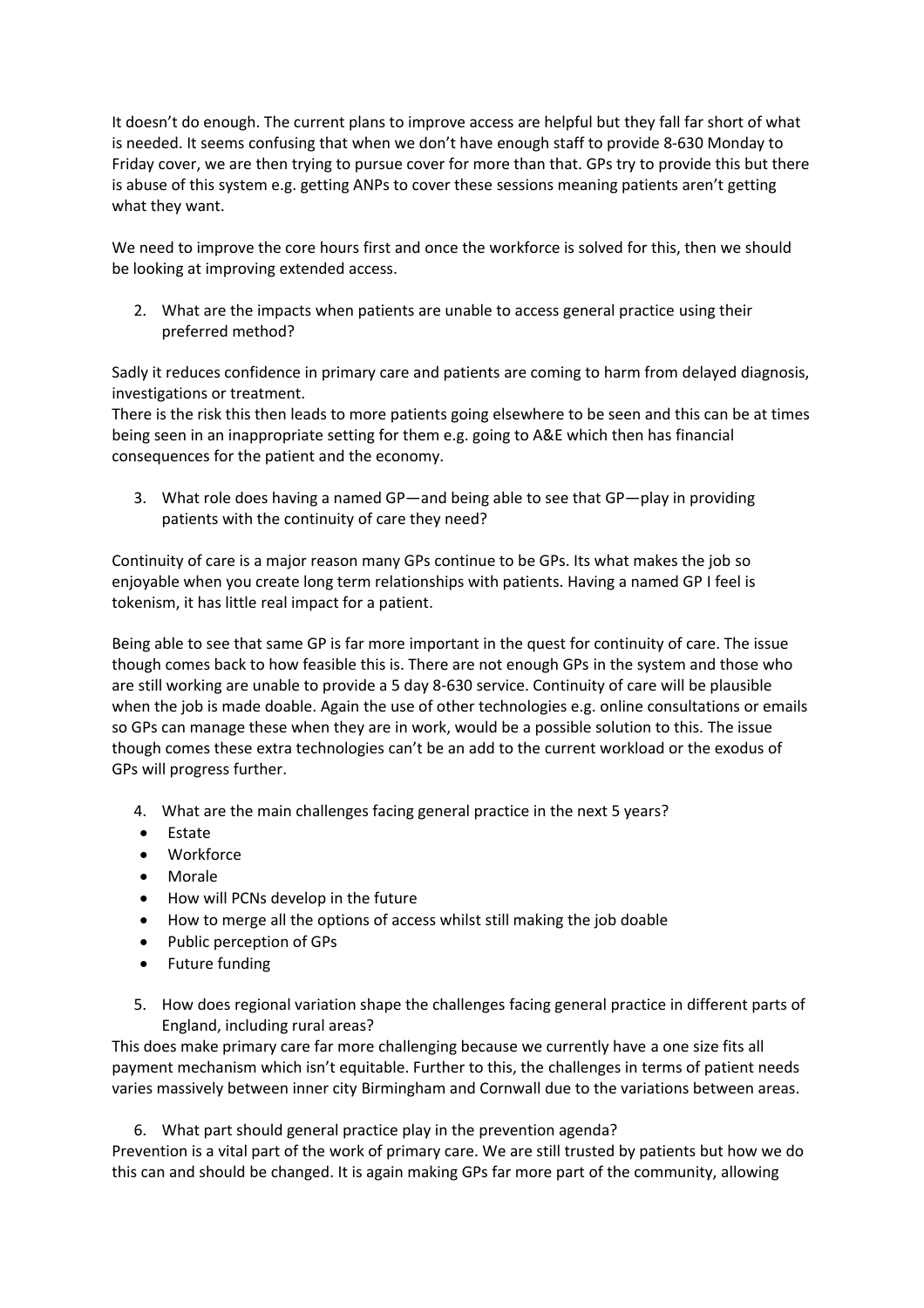It doesn't do enough. The current plans to improve access are helpful but they fall far short of what is needed. It seems confusing that when we don't have enough staff to provide 8-630 Monday to Friday cover, we are then trying to pursue cover for more than that. GPs try to provide this but there is abuse of this system e.g. getting ANPs to cover these sessions meaning patients aren't getting what they want.

We need to improve the core hours first and once the workforce is solved for this, then we should be looking at improving extended access.

2. What are the impacts when patients are unable to access general practice using their preferred method?

Sadly it reduces confidence in primary care and patients are coming to harm from delayed diagnosis, investigations or treatment.
There is the risk this then leads to more patients going elsewhere to be seen and this can be at times being seen in an inappropriate setting for them e.g. going to A&E which then has financial consequences for the patient and the economy.

3. What role does having a named GP—and being able to see that GP—play in providing patients with the continuity of care they need?

Continuity of care is a major reason many GPs continue to be GPs. Its what makes the job so enjoyable when you create long term relationships with patients. Having a named GP I feel is tokenism, it has little real impact for a patient.

Being able to see that same GP is far more important in the quest for continuity of care. The issue though comes back to how feasible this is. There are not enough GPs in the system and those who are still working are unable to provide a 5 day 8-630 service. Continuity of care will be plausible when the job is made doable. Again the use of other technologies e.g. online consultations or emails so GPs can manage these when they are in work, would be a possible solution to this. The issue though comes these extra technologies can't be an add to the current workload or the exodus of GPs will progress further.

4. What are the main challenges facing general practice in the next 5 years?

- Estate
- Workforce
- Morale
- How will PCNs develop in the future
- How to merge all the options of access whilst still making the job doable
- Public perception of GPs
- Future funding

5. How does regional variation shape the challenges facing general practice in different parts of England, including rural areas?

This does make primary care far more challenging because we currently have a one size fits all payment mechanism which isn't equitable. Further to this, the challenges in terms of patient needs varies massively between inner city Birmingham and Cornwall due to the variations between areas.

6. What part should general practice play in the prevention agenda?

Prevention is a vital part of the work of primary care. We are still trusted by patients but how we do this can and should be changed. It is again making GPs far more part of the community, allowing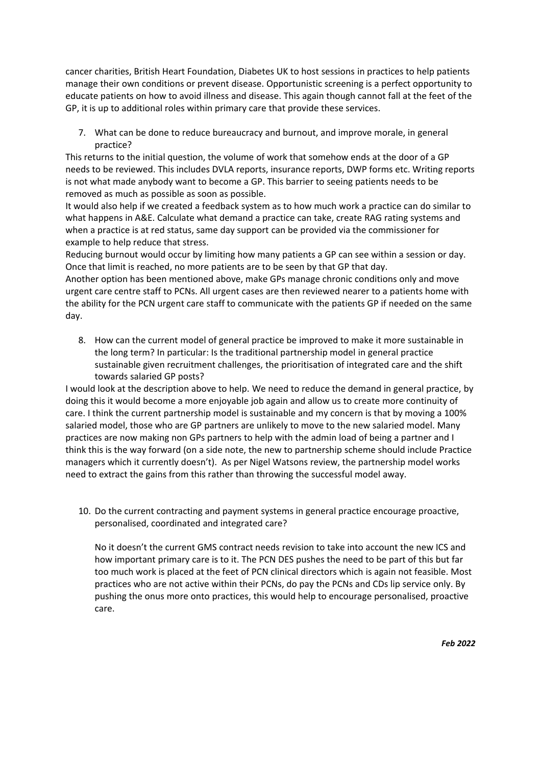cancer charities, British Heart Foundation, Diabetes UK to host sessions in practices to help patients manage their own conditions or prevent disease. Opportunistic screening is a perfect opportunity to educate patients on how to avoid illness and disease. This again though cannot fall at the feet of the GP, it is up to additional roles within primary care that provide these services.

7. What can be done to reduce bureaucracy and burnout, and improve morale, in general practice?

This returns to the initial question, the volume of work that somehow ends at the door of a GP needs to be reviewed. This includes DVLA reports, insurance reports, DWP forms etc. Writing reports is not what made anybody want to become a GP. This barrier to seeing patients needs to be removed as much as possible as soon as possible.

It would also help if we created a feedback system as to how much work a practice can do similar to what happens in A&E. Calculate what demand a practice can take, create RAG rating systems and when a practice is at red status, same day support can be provided via the commissioner for example to help reduce that stress.

Reducing burnout would occur by limiting how many patients a GP can see within a session or day. Once that limit is reached, no more patients are to be seen by that GP that day.

Another option has been mentioned above, make GPs manage chronic conditions only and move urgent care centre staff to PCNs. All urgent cases are then reviewed nearer to a patients home with the ability for the PCN urgent care staff to communicate with the patients GP if needed on the same day.

8. How can the current model of general practice be improved to make it more sustainable in the long term? In particular: Is the traditional partnership model in general practice sustainable given recruitment challenges, the prioritisation of integrated care and the shift towards salaried GP posts?

I would look at the description above to help. We need to reduce the demand in general practice, by doing this it would become a more enjoyable job again and allow us to create more continuity of care. I think the current partnership model is sustainable and my concern is that by moving a 100% salaried model, those who are GP partners are unlikely to move to the new salaried model. Many practices are now making non GPs partners to help with the admin load of being a partner and I think this is the way forward (on a side note, the new to partnership scheme should include Practice managers which it currently doesn't). As per Nigel Watsons review, the partnership model works need to extract the gains from this rather than throwing the successful model away.

10. Do the current contracting and payment systems in general practice encourage proactive, personalised, coordinated and integrated care?

No it doesn't the current GMS contract needs revision to take into account the new ICS and how important primary care is to it. The PCN DES pushes the need to be part of this but far too much work is placed at the feet of PCN clinical directors which is again not feasible. Most practices who are not active within their PCNs, do pay the PCNs and CDs lip service only. By pushing the onus more onto practices, this would help to encourage personalised, proactive care.

***Feb 2022***